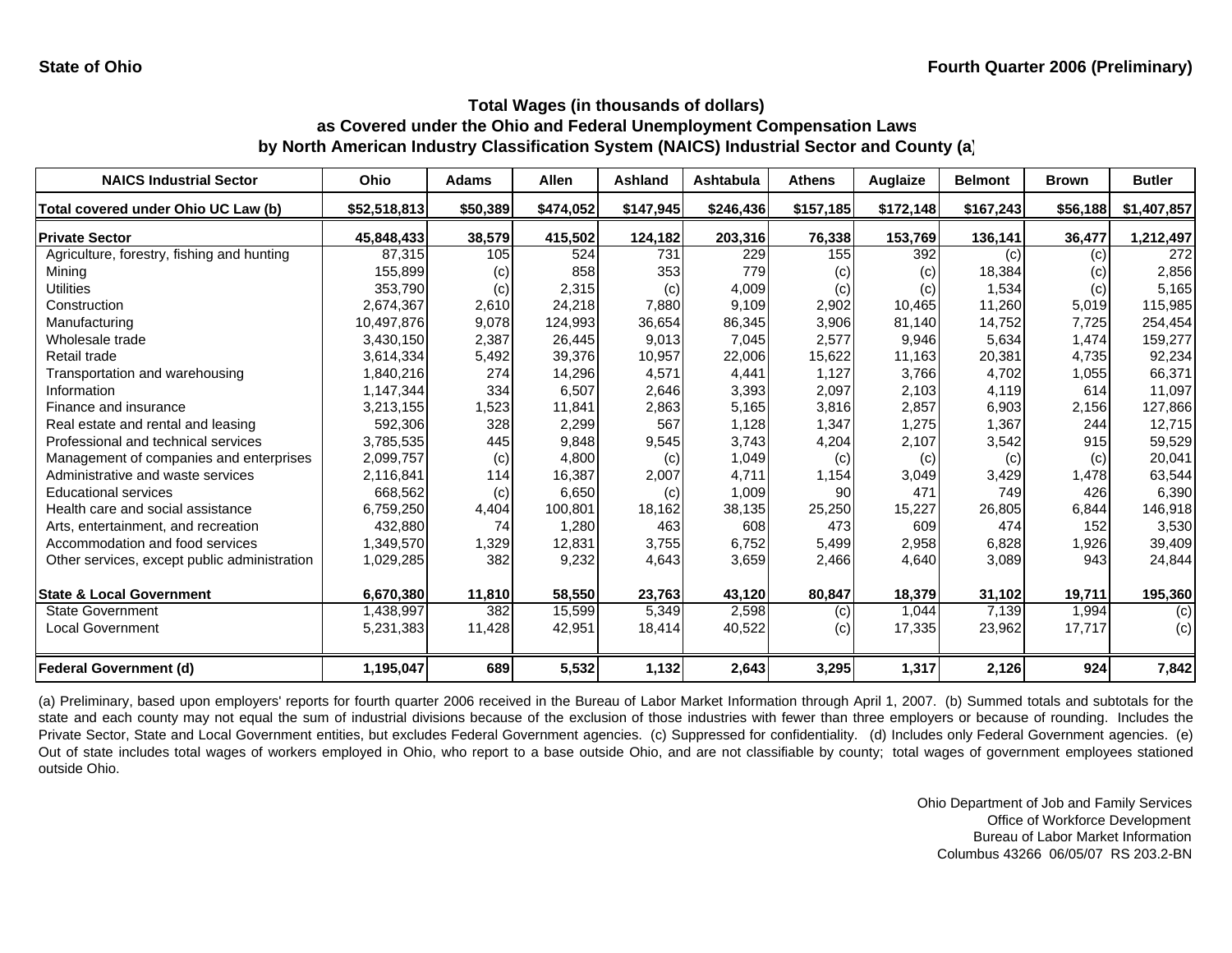State of Ohio

Fourth Quarter 2006 (Preliminary)

## Total Wages (in thousands of dollars) as Covered under the Ohio and Federal Unemployment Compensation Laws by North American Industry Classification System (NAICS) Industrial Sector and County (a)

| NAICS Industrial Sector | Ohio | Adams | Allen | Ashland | Ashtabula | Athens | Auglaize | Belmont | Brown | Butler |
|---|---|---|---|---|---|---|---|---|---|---|
| **Total covered under Ohio UC Law (b)** | **$52,518,813** | **$50,389** | **$474,052** | **$147,945** | **$246,436** | **$157,185** | **$172,148** | **$167,243** | **$56,188** | **$1,407,857** |
| **Private Sector** | **45,848,433** | **38,579** | **415,502** | **124,182** | **203,316** | **76,338** | **153,769** | **136,141** | **36,477** | **1,212,497** |
| Agriculture, forestry, fishing and hunting | 87,315 | 105 | 524 | 731 | 229 | 155 | 392 | (c) | (c) | 272 |
| Mining | 155,899 | (c) | 858 | 353 | 779 | (c) | (c) | 18,384 | (c) | 2,856 |
| Utilities | 353,790 | (c) | 2,315 | (c) | 4,009 | (c) | (c) | 1,534 | (c) | 5,165 |
| Construction | 2,674,367 | 2,610 | 24,218 | 7,880 | 9,109 | 2,902 | 10,465 | 11,260 | 5,019 | 115,985 |
| Manufacturing | 10,497,876 | 9,078 | 124,993 | 36,654 | 86,345 | 3,906 | 81,140 | 14,752 | 7,725 | 254,454 |
| Wholesale trade | 3,430,150 | 2,387 | 26,445 | 9,013 | 7,045 | 2,577 | 9,946 | 5,634 | 1,474 | 159,277 |
| Retail trade | 3,614,334 | 5,492 | 39,376 | 10,957 | 22,006 | 15,622 | 11,163 | 20,381 | 4,735 | 92,234 |
| Transportation and warehousing | 1,840,216 | 274 | 14,296 | 4,571 | 4,441 | 1,127 | 3,766 | 4,702 | 1,055 | 66,371 |
| Information | 1,147,344 | 334 | 6,507 | 2,646 | 3,393 | 2,097 | 2,103 | 4,119 | 614 | 11,097 |
| Finance and insurance | 3,213,155 | 1,523 | 11,841 | 2,863 | 5,165 | 3,816 | 2,857 | 6,903 | 2,156 | 127,866 |
| Real estate and rental and leasing | 592,306 | 328 | 2,299 | 567 | 1,128 | 1,347 | 1,275 | 1,367 | 244 | 12,715 |
| Professional and technical services | 3,785,535 | 445 | 9,848 | 9,545 | 3,743 | 4,204 | 2,107 | 3,542 | 915 | 59,529 |
| Management of companies and enterprises | 2,099,757 | (c) | 4,800 | (c) | 1,049 | (c) | (c) | (c) | (c) | 20,041 |
| Administrative and waste services | 2,116,841 | 114 | 16,387 | 2,007 | 4,711 | 1,154 | 3,049 | 3,429 | 1,478 | 63,544 |
| Educational services | 668,562 | (c) | 6,650 | (c) | 1,009 | 90 | 471 | 749 | 426 | 6,390 |
| Health care and social assistance | 6,759,250 | 4,404 | 100,801 | 18,162 | 38,135 | 25,250 | 15,227 | 26,805 | 6,844 | 146,918 |
| Arts, entertainment, and recreation | 432,880 | 74 | 1,280 | 463 | 608 | 473 | 609 | 474 | 152 | 3,530 |
| Accommodation and food services | 1,349,570 | 1,329 | 12,831 | 3,755 | 6,752 | 5,499 | 2,958 | 6,828 | 1,926 | 39,409 |
| Other services, except public administration | 1,029,285 | 382 | 9,232 | 4,643 | 3,659 | 2,466 | 4,640 | 3,089 | 943 | 24,844 |
| **State & Local Government** | **6,670,380** | **11,810** | **58,550** | **23,763** | **43,120** | **80,847** | **18,379** | **31,102** | **19,711** | **195,360** |
| State Government | 1,438,997 | 382 | 15,599 | 5,349 | 2,598 | (c) | 1,044 | 7,139 | 1,994 | (c) |
| Local Government | 5,231,383 | 11,428 | 42,951 | 18,414 | 40,522 | (c) | 17,335 | 23,962 | 17,717 | (c) |
| **Federal Government (d)** | **1,195,047** | **689** | **5,532** | **1,132** | **2,643** | **3,295** | **1,317** | **2,126** | **924** | **7,842** |

(a) Preliminary, based upon employers' reports for fourth quarter 2006 received in the Bureau of Labor Market Information through April 1, 2007. (b) Summed totals and subtotals for the state and each county may not equal the sum of industrial divisions because of the exclusion of those industries with fewer than three employers or because of rounding. Includes the Private Sector, State and Local Government entities, but excludes Federal Government agencies. (c) Suppressed for confidentiality. (d) Includes only Federal Government agencies. (e) Out of state includes total wages of workers employed in Ohio, who report to a base outside Ohio, and are not classifiable by county; total wages of government employees stationed outside Ohio.

Ohio Department of Job and Family Services
Office of Workforce Development
Bureau of Labor Market Information
Columbus 43266 06/05/07 RS 203.2-BN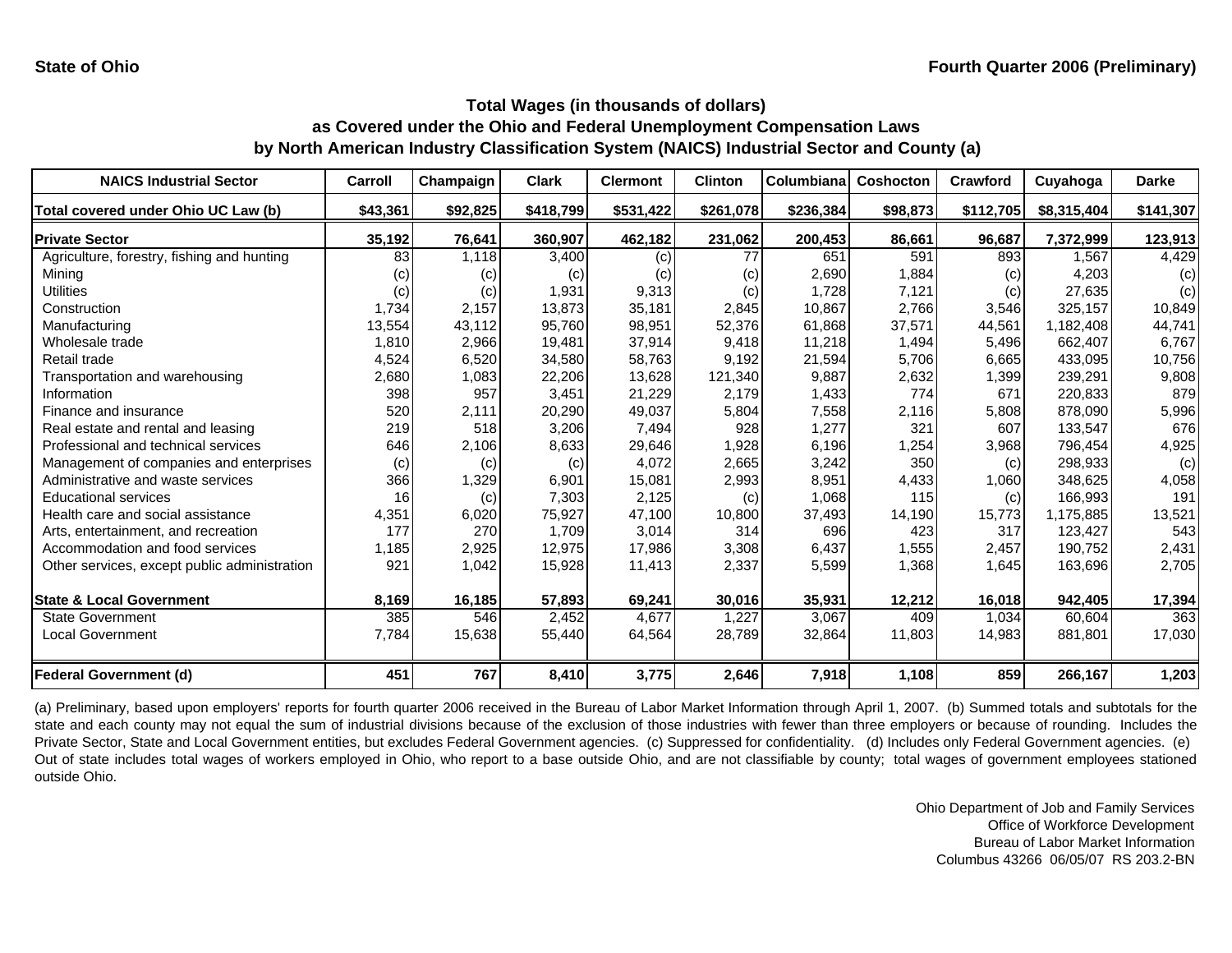**State of Ohio** **Fourth Quarter 2006 (Preliminary)**

## Total Wages (in thousands of dollars) as Covered under the Ohio and Federal Unemployment Compensation Laws by North American Industry Classification System (NAICS) Industrial Sector and County (a)

| NAICS Industrial Sector | Carroll | Champaign | Clark | Clermont | Clinton | Columbiana | Coshocton | Crawford | Cuyahoga | Darke |
|---|---|---|---|---|---|---|---|---|---|---|
| **Total covered under Ohio UC Law (b)** | **$43,361** | **$92,825** | **$418,799** | **$531,422** | **$261,078** | **$236,384** | **$98,873** | **$112,705** | **$8,315,404** | **$141,307** |
| **Private Sector** | **35,192** | **76,641** | **360,907** | **462,182** | **231,062** | **200,453** | **86,661** | **96,687** | **7,372,999** | **123,913** |
| Agriculture, forestry, fishing and hunting | 83 | 1,118 | 3,400 | (c) | 77 | 651 | 591 | 893 | 1,567 | 4,429 |
| Mining | (c) | (c) | (c) | (c) | (c) | 2,690 | 1,884 | (c) | 4,203 | (c) |
| Utilities | (c) | (c) | 1,931 | 9,313 | (c) | 1,728 | 7,121 | (c) | 27,635 | (c) |
| Construction | 1,734 | 2,157 | 13,873 | 35,181 | 2,845 | 10,867 | 2,766 | 3,546 | 325,157 | 10,849 |
| Manufacturing | 13,554 | 43,112 | 95,760 | 98,951 | 52,376 | 61,868 | 37,571 | 44,561 | 1,182,408 | 44,741 |
| Wholesale trade | 1,810 | 2,966 | 19,481 | 37,914 | 9,418 | 11,218 | 1,494 | 5,496 | 662,407 | 6,767 |
| Retail trade | 4,524 | 6,520 | 34,580 | 58,763 | 9,192 | 21,594 | 5,706 | 6,665 | 433,095 | 10,756 |
| Transportation and warehousing | 2,680 | 1,083 | 22,206 | 13,628 | 121,340 | 9,887 | 2,632 | 1,399 | 239,291 | 9,808 |
| Information | 398 | 957 | 3,451 | 21,229 | 2,179 | 1,433 | 774 | 671 | 220,833 | 879 |
| Finance and insurance | 520 | 2,111 | 20,290 | 49,037 | 5,804 | 7,558 | 2,116 | 5,808 | 878,090 | 5,996 |
| Real estate and rental and leasing | 219 | 518 | 3,206 | 7,494 | 928 | 1,277 | 321 | 607 | 133,547 | 676 |
| Professional and technical services | 646 | 2,106 | 8,633 | 29,646 | 1,928 | 6,196 | 1,254 | 3,968 | 796,454 | 4,925 |
| Management of companies and enterprises | (c) | (c) | (c) | 4,072 | 2,665 | 3,242 | 350 | (c) | 298,933 | (c) |
| Administrative and waste services | 366 | 1,329 | 6,901 | 15,081 | 2,993 | 8,951 | 4,433 | 1,060 | 348,625 | 4,058 |
| Educational services | 16 | (c) | 7,303 | 2,125 | (c) | 1,068 | 115 | (c) | 166,993 | 191 |
| Health care and social assistance | 4,351 | 6,020 | 75,927 | 47,100 | 10,800 | 37,493 | 14,190 | 15,773 | 1,175,885 | 13,521 |
| Arts, entertainment, and recreation | 177 | 270 | 1,709 | 3,014 | 314 | 696 | 423 | 317 | 123,427 | 543 |
| Accommodation and food services | 1,185 | 2,925 | 12,975 | 17,986 | 3,308 | 6,437 | 1,555 | 2,457 | 190,752 | 2,431 |
| Other services, except public administration | 921 | 1,042 | 15,928 | 11,413 | 2,337 | 5,599 | 1,368 | 1,645 | 163,696 | 2,705 |
| **State & Local Government** | **8,169** | **16,185** | **57,893** | **69,241** | **30,016** | **35,931** | **12,212** | **16,018** | **942,405** | **17,394** |
| State Government | 385 | 546 | 2,452 | 4,677 | 1,227 | 3,067 | 409 | 1,034 | 60,604 | 363 |
| Local Government | 7,784 | 15,638 | 55,440 | 64,564 | 28,789 | 32,864 | 11,803 | 14,983 | 881,801 | 17,030 |
| **Federal Government (d)** | **451** | **767** | **8,410** | **3,775** | **2,646** | **7,918** | **1,108** | **859** | **266,167** | **1,203** |

(a) Preliminary, based upon employers' reports for fourth quarter 2006 received in the Bureau of Labor Market Information through April 1, 2007. (b) Summed totals and subtotals for the state and each county may not equal the sum of industrial divisions because of the exclusion of those industries with fewer than three employers or because of rounding. Includes the Private Sector, State and Local Government entities, but excludes Federal Government agencies. (c) Suppressed for confidentiality. (d) Includes only Federal Government agencies. (e) Out of state includes total wages of workers employed in Ohio, who report to a base outside Ohio, and are not classifiable by county; total wages of government employees stationed outside Ohio.

Ohio Department of Job and Family Services
Office of Workforce Development
Bureau of Labor Market Information
Columbus 43266 06/05/07 RS 203.2-BN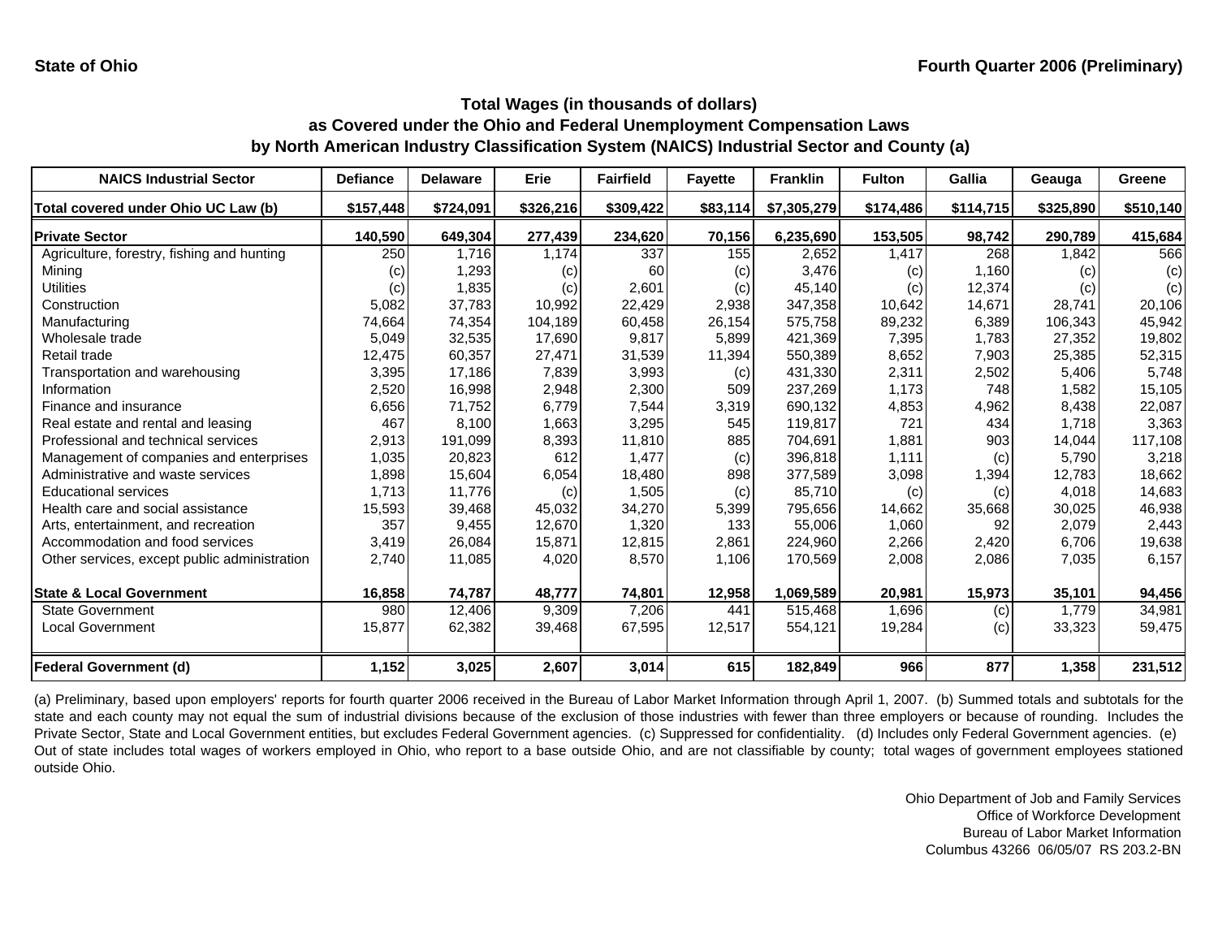State of Ohio | Fourth Quarter 2006 (Preliminary)

## Total Wages (in thousands of dollars)
## as Covered under the Ohio and Federal Unemployment Compensation Laws
## by North American Industry Classification System (NAICS) Industrial Sector and County (a)

| NAICS Industrial Sector | Defiance | Delaware | Erie | Fairfield | Fayette | Franklin | Fulton | Gallia | Geauga | Greene |
|---|---|---|---|---|---|---|---|---|---|---|
| **Total covered under Ohio UC Law (b)** | **$157,448** | **$724,091** | **$326,216** | **$309,422** | **$83,114** | **$7,305,279** | **$174,486** | **$114,715** | **$325,890** | **$510,140** |
| **Private Sector** | **140,590** | **649,304** | **277,439** | **234,620** | **70,156** | **6,235,690** | **153,505** | **98,742** | **290,789** | **415,684** |
| Agriculture, forestry, fishing and hunting | 250 | 1,716 | 1,174 | 337 | 155 | 2,652 | 1,417 | 268 | 1,842 | 566 |
| Mining | (c) | 1,293 | (c) | 60 | (c) | 3,476 | (c) | 1,160 | (c) | (c) |
| Utilities | (c) | 1,835 | (c) | 2,601 | (c) | 45,140 | (c) | 12,374 | (c) | (c) |
| Construction | 5,082 | 37,783 | 10,992 | 22,429 | 2,938 | 347,358 | 10,642 | 14,671 | 28,741 | 20,106 |
| Manufacturing | 74,664 | 74,354 | 104,189 | 60,458 | 26,154 | 575,758 | 89,232 | 6,389 | 106,343 | 45,942 |
| Wholesale trade | 5,049 | 32,535 | 17,690 | 9,817 | 5,899 | 421,369 | 7,395 | 1,783 | 27,352 | 19,802 |
| Retail trade | 12,475 | 60,357 | 27,471 | 31,539 | 11,394 | 550,389 | 8,652 | 7,903 | 25,385 | 52,315 |
| Transportation and warehousing | 3,395 | 17,186 | 7,839 | 3,993 | (c) | 431,330 | 2,311 | 2,502 | 5,406 | 5,748 |
| Information | 2,520 | 16,998 | 2,948 | 2,300 | 509 | 237,269 | 1,173 | 748 | 1,582 | 15,105 |
| Finance and insurance | 6,656 | 71,752 | 6,779 | 7,544 | 3,319 | 690,132 | 4,853 | 4,962 | 8,438 | 22,087 |
| Real estate and rental and leasing | 467 | 8,100 | 1,663 | 3,295 | 545 | 119,817 | 721 | 434 | 1,718 | 3,363 |
| Professional and technical services | 2,913 | 191,099 | 8,393 | 11,810 | 885 | 704,691 | 1,881 | 903 | 14,044 | 117,108 |
| Management of companies and enterprises | 1,035 | 20,823 | 612 | 1,477 | (c) | 396,818 | 1,111 | (c) | 5,790 | 3,218 |
| Administrative and waste services | 1,898 | 15,604 | 6,054 | 18,480 | 898 | 377,589 | 3,098 | 1,394 | 12,783 | 18,662 |
| Educational services | 1,713 | 11,776 | (c) | 1,505 | (c) | 85,710 | (c) | (c) | 4,018 | 14,683 |
| Health care and social assistance | 15,593 | 39,468 | 45,032 | 34,270 | 5,399 | 795,656 | 14,662 | 35,668 | 30,025 | 46,938 |
| Arts, entertainment, and recreation | 357 | 9,455 | 12,670 | 1,320 | 133 | 55,006 | 1,060 | 92 | 2,079 | 2,443 |
| Accommodation and food services | 3,419 | 26,084 | 15,871 | 12,815 | 2,861 | 224,960 | 2,266 | 2,420 | 6,706 | 19,638 |
| Other services, except public administration | 2,740 | 11,085 | 4,020 | 8,570 | 1,106 | 170,569 | 2,008 | 2,086 | 7,035 | 6,157 |
| **State & Local Government** | **16,858** | **74,787** | **48,777** | **74,801** | **12,958** | **1,069,589** | **20,981** | **15,973** | **35,101** | **94,456** |
| State Government | 980 | 12,406 | 9,309 | 7,206 | 441 | 515,468 | 1,696 | (c) | 1,779 | 34,981 |
| Local Government | 15,877 | 62,382 | 39,468 | 67,595 | 12,517 | 554,121 | 19,284 | (c) | 33,323 | 59,475 |
| **Federal Government (d)** | **1,152** | **3,025** | **2,607** | **3,014** | **615** | **182,849** | **966** | **877** | **1,358** | **231,512** |

(a) Preliminary, based upon employers' reports for fourth quarter 2006 received in the Bureau of Labor Market Information through April 1, 2007. (b) Summed totals and subtotals for the state and each county may not equal the sum of industrial divisions because of the exclusion of those industries with fewer than three employers or because of rounding. Includes the Private Sector, State and Local Government entities, but excludes Federal Government agencies. (c) Suppressed for confidentiality. (d) Includes only Federal Government agencies. (e) Out of state includes total wages of workers employed in Ohio, who report to a base outside Ohio, and are not classifiable by county; total wages of government employees stationed outside Ohio.

Ohio Department of Job and Family Services
Office of Workforce Development
Bureau of Labor Market Information
Columbus 43266 06/05/07 RS 203.2-BN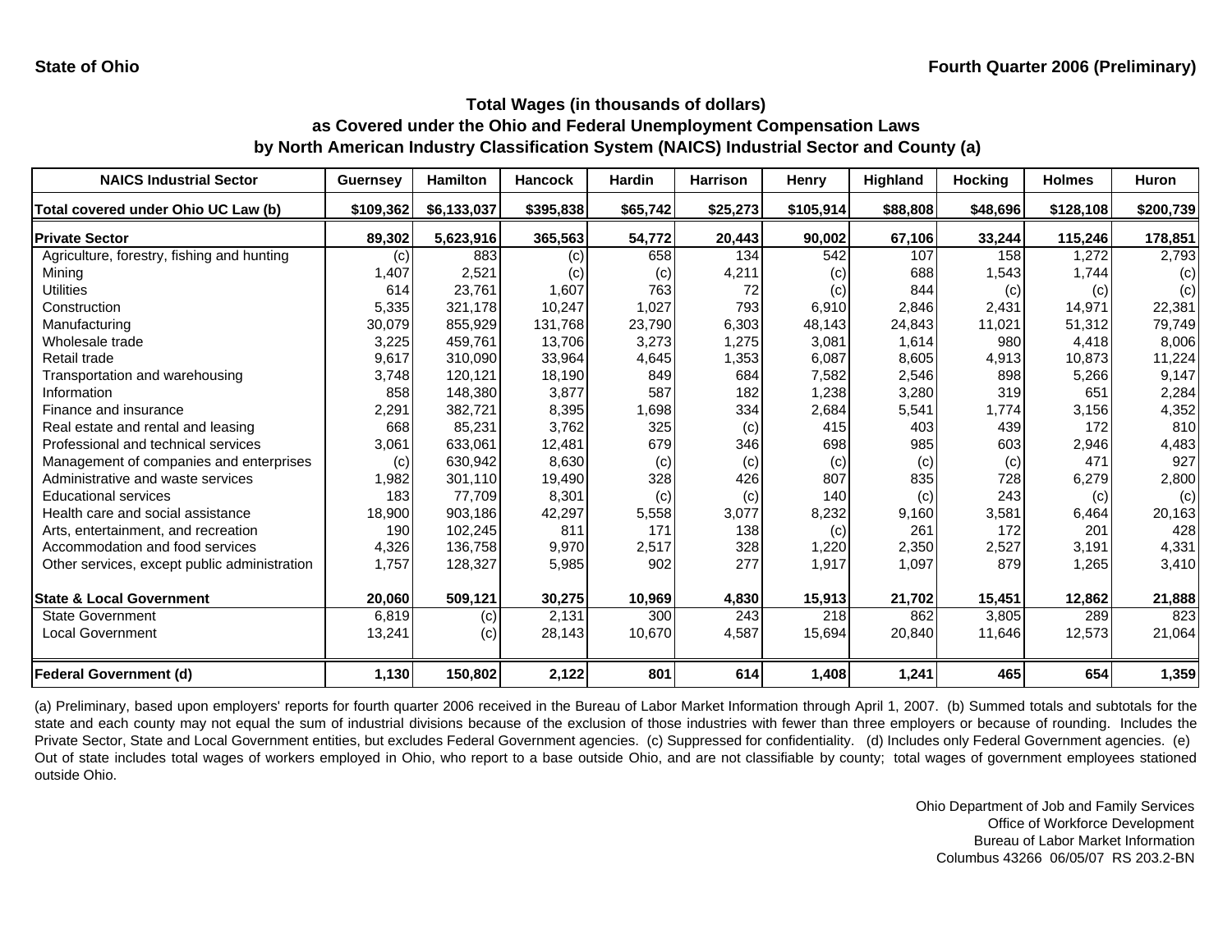State of Ohio

Fourth Quarter 2006 (Preliminary)

## Total Wages (in thousands of dollars)
## as Covered under the Ohio and Federal Unemployment Compensation Laws
## by North American Industry Classification System (NAICS) Industrial Sector and County (a)

| NAICS Industrial Sector | Guernsey | Hamilton | Hancock | Hardin | Harrison | Henry | Highland | Hocking | Holmes | Huron |
|---|---|---|---|---|---|---|---|---|---|---|
| **Total covered under Ohio UC Law (b)** | **$109,362** | **$6,133,037** | **$395,838** | **$65,742** | **$25,273** | **$105,914** | **$88,808** | **$48,696** | **$128,108** | **$200,739** |
| **Private Sector** | **89,302** | **5,623,916** | **365,563** | **54,772** | **20,443** | **90,002** | **67,106** | **33,244** | **115,246** | **178,851** |
| Agriculture, forestry, fishing and hunting | (c) | 883 | (c) | 658 | 134 | 542 | 107 | 158 | 1,272 | 2,793 |
| Mining | 1,407 | 2,521 | (c) | (c) | 4,211 | (c) | 688 | 1,543 | 1,744 | (c) |
| Utilities | 614 | 23,761 | 1,607 | 763 | 72 | (c) | 844 | (c) | (c) | (c) |
| Construction | 5,335 | 321,178 | 10,247 | 1,027 | 793 | 6,910 | 2,846 | 2,431 | 14,971 | 22,381 |
| Manufacturing | 30,079 | 855,929 | 131,768 | 23,790 | 6,303 | 48,143 | 24,843 | 11,021 | 51,312 | 79,749 |
| Wholesale trade | 3,225 | 459,761 | 13,706 | 3,273 | 1,275 | 3,081 | 1,614 | 980 | 4,418 | 8,006 |
| Retail trade | 9,617 | 310,090 | 33,964 | 4,645 | 1,353 | 6,087 | 8,605 | 4,913 | 10,873 | 11,224 |
| Transportation and warehousing | 3,748 | 120,121 | 18,190 | 849 | 684 | 7,582 | 2,546 | 898 | 5,266 | 9,147 |
| Information | 858 | 148,380 | 3,877 | 587 | 182 | 1,238 | 3,280 | 319 | 651 | 2,284 |
| Finance and insurance | 2,291 | 382,721 | 8,395 | 1,698 | 334 | 2,684 | 5,541 | 1,774 | 3,156 | 4,352 |
| Real estate and rental and leasing | 668 | 85,231 | 3,762 | 325 | (c) | 415 | 403 | 439 | 172 | 810 |
| Professional and technical services | 3,061 | 633,061 | 12,481 | 679 | 346 | 698 | 985 | 603 | 2,946 | 4,483 |
| Management of companies and enterprises | (c) | 630,942 | 8,630 | (c) | (c) | (c) | (c) | (c) | 471 | 927 |
| Administrative and waste services | 1,982 | 301,110 | 19,490 | 328 | 426 | 807 | 835 | 728 | 6,279 | 2,800 |
| Educational services | 183 | 77,709 | 8,301 | (c) | (c) | 140 | (c) | 243 | (c) | (c) |
| Health care and social assistance | 18,900 | 903,186 | 42,297 | 5,558 | 3,077 | 8,232 | 9,160 | 3,581 | 6,464 | 20,163 |
| Arts, entertainment, and recreation | 190 | 102,245 | 811 | 171 | 138 | (c) | 261 | 172 | 201 | 428 |
| Accommodation and food services | 4,326 | 136,758 | 9,970 | 2,517 | 328 | 1,220 | 2,350 | 2,527 | 3,191 | 4,331 |
| Other services, except public administration | 1,757 | 128,327 | 5,985 | 902 | 277 | 1,917 | 1,097 | 879 | 1,265 | 3,410 |
| **State & Local Government** | **20,060** | **509,121** | **30,275** | **10,969** | **4,830** | **15,913** | **21,702** | **15,451** | **12,862** | **21,888** |
| State Government | 6,819 | (c) | 2,131 | 300 | 243 | 218 | 862 | 3,805 | 289 | 823 |
| Local Government | 13,241 | (c) | 28,143 | 10,670 | 4,587 | 15,694 | 20,840 | 11,646 | 12,573 | 21,064 |
| **Federal Government (d)** | **1,130** | **150,802** | **2,122** | **801** | **614** | **1,408** | **1,241** | **465** | **654** | **1,359** |

(a) Preliminary, based upon employers' reports for fourth quarter 2006 received in the Bureau of Labor Market Information through April 1, 2007. (b) Summed totals and subtotals for the state and each county may not equal the sum of industrial divisions because of the exclusion of those industries with fewer than three employers or because of rounding. Includes the Private Sector, State and Local Government entities, but excludes Federal Government agencies. (c) Suppressed for confidentiality. (d) Includes only Federal Government agencies. (e) Out of state includes total wages of workers employed in Ohio, who report to a base outside Ohio, and are not classifiable by county; total wages of government employees stationed outside Ohio.

Ohio Department of Job and Family Services
Office of Workforce Development
Bureau of Labor Market Information
Columbus 43266 06/05/07 RS 203.2-BN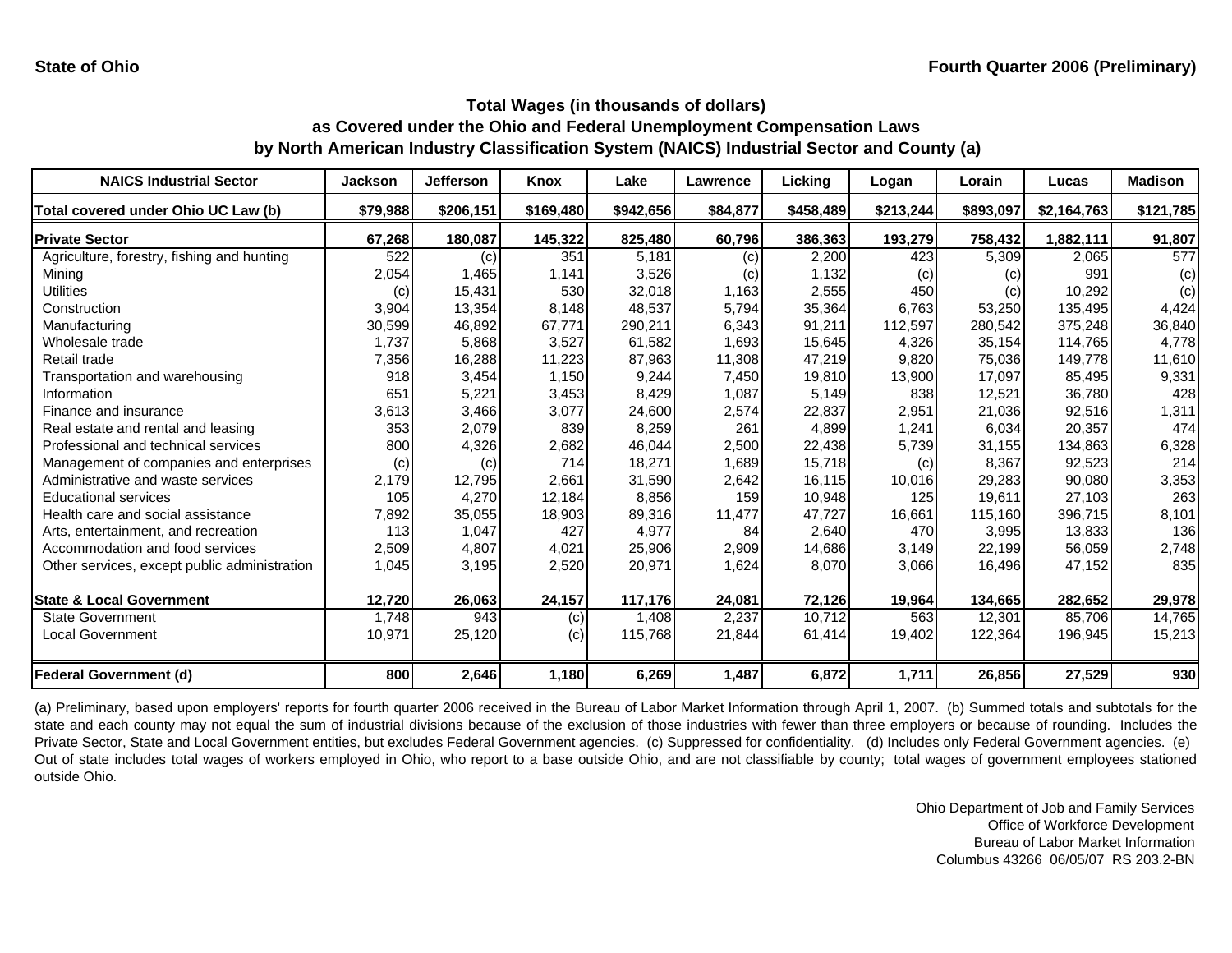**State of Ohio** **Fourth Quarter 2006 (Preliminary)**

## Total Wages (in thousands of dollars) as Covered under the Ohio and Federal Unemployment Compensation Laws by North American Industry Classification System (NAICS) Industrial Sector and County (a)

| NAICS Industrial Sector | Jackson | Jefferson | Knox | Lake | Lawrence | Licking | Logan | Lorain | Lucas | Madison |
|---|---|---|---|---|---|---|---|---|---|---|
| **Total covered under Ohio UC Law (b)** | **$79,988** | **$206,151** | **$169,480** | **$942,656** | **$84,877** | **$458,489** | **$213,244** | **$893,097** | **$2,164,763** | **$121,785** |
| **Private Sector** | **67,268** | **180,087** | **145,322** | **825,480** | **60,796** | **386,363** | **193,279** | **758,432** | **1,882,111** | **91,807** |
| Agriculture, forestry, fishing and hunting | 522 | (c) | 351 | 5,181 | (c) | 2,200 | 423 | 5,309 | 2,065 | 577 |
| Mining | 2,054 | 1,465 | 1,141 | 3,526 | (c) | 1,132 | (c) | (c) | 991 | (c) |
| Utilities | (c) | 15,431 | 530 | 32,018 | 1,163 | 2,555 | 450 | (c) | 10,292 | (c) |
| Construction | 3,904 | 13,354 | 8,148 | 48,537 | 5,794 | 35,364 | 6,763 | 53,250 | 135,495 | 4,424 |
| Manufacturing | 30,599 | 46,892 | 67,771 | 290,211 | 6,343 | 91,211 | 112,597 | 280,542 | 375,248 | 36,840 |
| Wholesale trade | 1,737 | 5,868 | 3,527 | 61,582 | 1,693 | 15,645 | 4,326 | 35,154 | 114,765 | 4,778 |
| Retail trade | 7,356 | 16,288 | 11,223 | 87,963 | 11,308 | 47,219 | 9,820 | 75,036 | 149,778 | 11,610 |
| Transportation and warehousing | 918 | 3,454 | 1,150 | 9,244 | 7,450 | 19,810 | 13,900 | 17,097 | 85,495 | 9,331 |
| Information | 651 | 5,221 | 3,453 | 8,429 | 1,087 | 5,149 | 838 | 12,521 | 36,780 | 428 |
| Finance and insurance | 3,613 | 3,466 | 3,077 | 24,600 | 2,574 | 22,837 | 2,951 | 21,036 | 92,516 | 1,311 |
| Real estate and rental and leasing | 353 | 2,079 | 839 | 8,259 | 261 | 4,899 | 1,241 | 6,034 | 20,357 | 474 |
| Professional and technical services | 800 | 4,326 | 2,682 | 46,044 | 2,500 | 22,438 | 5,739 | 31,155 | 134,863 | 6,328 |
| Management of companies and enterprises | (c) | (c) | 714 | 18,271 | 1,689 | 15,718 | (c) | 8,367 | 92,523 | 214 |
| Administrative and waste services | 2,179 | 12,795 | 2,661 | 31,590 | 2,642 | 16,115 | 10,016 | 29,283 | 90,080 | 3,353 |
| Educational services | 105 | 4,270 | 12,184 | 8,856 | 159 | 10,948 | 125 | 19,611 | 27,103 | 263 |
| Health care and social assistance | 7,892 | 35,055 | 18,903 | 89,316 | 11,477 | 47,727 | 16,661 | 115,160 | 396,715 | 8,101 |
| Arts, entertainment, and recreation | 113 | 1,047 | 427 | 4,977 | 84 | 2,640 | 470 | 3,995 | 13,833 | 136 |
| Accommodation and food services | 2,509 | 4,807 | 4,021 | 25,906 | 2,909 | 14,686 | 3,149 | 22,199 | 56,059 | 2,748 |
| Other services, except public administration | 1,045 | 3,195 | 2,520 | 20,971 | 1,624 | 8,070 | 3,066 | 16,496 | 47,152 | 835 |
| **State & Local Government** | **12,720** | **26,063** | **24,157** | **117,176** | **24,081** | **72,126** | **19,964** | **134,665** | **282,652** | **29,978** |
| State Government | 1,748 | 943 | (c) | 1,408 | 2,237 | 10,712 | 563 | 12,301 | 85,706 | 14,765 |
| Local Government | 10,971 | 25,120 | (c) | 115,768 | 21,844 | 61,414 | 19,402 | 122,364 | 196,945 | 15,213 |
| **Federal Government (d)** | **800** | **2,646** | **1,180** | **6,269** | **1,487** | **6,872** | **1,711** | **26,856** | **27,529** | **930** |

(a) Preliminary, based upon employers' reports for fourth quarter 2006 received in the Bureau of Labor Market Information through April 1, 2007. (b) Summed totals and subtotals for the state and each county may not equal the sum of industrial divisions because of the exclusion of those industries with fewer than three employers or because of rounding. Includes the Private Sector, State and Local Government entities, but excludes Federal Government agencies. (c) Suppressed for confidentiality. (d) Includes only Federal Government agencies. (e) Out of state includes total wages of workers employed in Ohio, who report to a base outside Ohio, and are not classifiable by county; total wages of government employees stationed outside Ohio.

Ohio Department of Job and Family Services
Office of Workforce Development
Bureau of Labor Market Information
Columbus 43266 06/05/07 RS 203.2-BN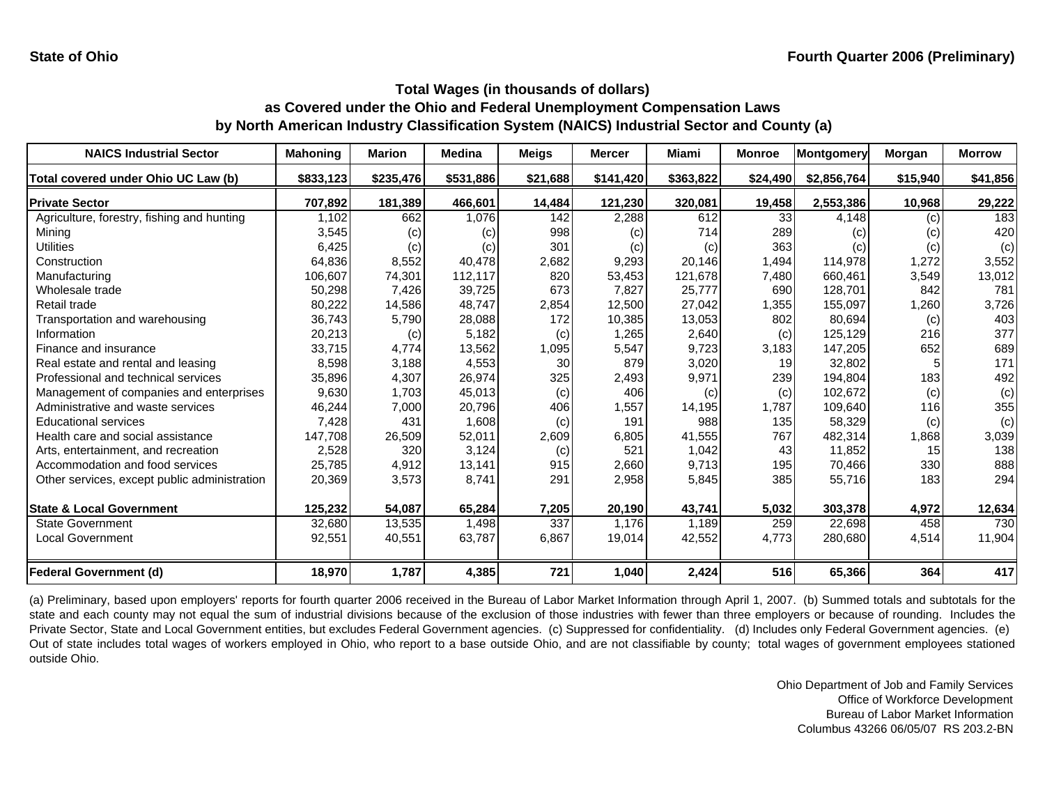**State of Ohio** **Fourth Quarter 2006 (Preliminary)**

### Total Wages (in thousands of dollars) as Covered under the Ohio and Federal Unemployment Compensation Laws by North American Industry Classification System (NAICS) Industrial Sector and County (a)

| NAICS Industrial Sector | Mahoning | Marion | Medina | Meigs | Mercer | Miami | Monroe | Montgomery | Morgan | Morrow |
|---|---|---|---|---|---|---|---|---|---|---|
| Total covered under Ohio UC Law (b) | $833,123 | $235,476 | $531,886 | $21,688 | $141,420 | $363,822 | $24,490 | $2,856,764 | $15,940 | $41,856 |
| **Private Sector** | 707,892 | 181,389 | 466,601 | 14,484 | 121,230 | 320,081 | 19,458 | 2,553,386 | 10,968 | 29,222 |
| Agriculture, forestry, fishing and hunting | 1,102 | 662 | 1,076 | 142 | 2,288 | 612 | 33 | 4,148 | (c) | 183 |
| Mining | 3,545 | (c) | (c) | 998 | (c) | 714 | 289 | (c) | (c) | 420 |
| Utilities | 6,425 | (c) | (c) | 301 | (c) | (c) | 363 | (c) | (c) | (c) |
| Construction | 64,836 | 8,552 | 40,478 | 2,682 | 9,293 | 20,146 | 1,494 | 114,978 | 1,272 | 3,552 |
| Manufacturing | 106,607 | 74,301 | 112,117 | 820 | 53,453 | 121,678 | 7,480 | 660,461 | 3,549 | 13,012 |
| Wholesale trade | 50,298 | 7,426 | 39,725 | 673 | 7,827 | 25,777 | 690 | 128,701 | 842 | 781 |
| Retail trade | 80,222 | 14,586 | 48,747 | 2,854 | 12,500 | 27,042 | 1,355 | 155,097 | 1,260 | 3,726 |
| Transportation and warehousing | 36,743 | 5,790 | 28,088 | 172 | 10,385 | 13,053 | 802 | 80,694 | (c) | 403 |
| Information | 20,213 | (c) | 5,182 | (c) | 1,265 | 2,640 | (c) | 125,129 | 216 | 377 |
| Finance and insurance | 33,715 | 4,774 | 13,562 | 1,095 | 5,547 | 9,723 | 3,183 | 147,205 | 652 | 689 |
| Real estate and rental and leasing | 8,598 | 3,188 | 4,553 | 30 | 879 | 3,020 | 19 | 32,802 | 5 | 171 |
| Professional and technical services | 35,896 | 4,307 | 26,974 | 325 | 2,493 | 9,971 | 239 | 194,804 | 183 | 492 |
| Management of companies and enterprises | 9,630 | 1,703 | 45,013 | (c) | 406 | (c) | (c) | 102,672 | (c) | (c) |
| Administrative and waste services | 46,244 | 7,000 | 20,796 | 406 | 1,557 | 14,195 | 1,787 | 109,640 | 116 | 355 |
| Educational services | 7,428 | 431 | 1,608 | (c) | 191 | 988 | 135 | 58,329 | (c) | (c) |
| Health care and social assistance | 147,708 | 26,509 | 52,011 | 2,609 | 6,805 | 41,555 | 767 | 482,314 | 1,868 | 3,039 |
| Arts, entertainment, and recreation | 2,528 | 320 | 3,124 | (c) | 521 | 1,042 | 43 | 11,852 | 15 | 138 |
| Accommodation and food services | 25,785 | 4,912 | 13,141 | 915 | 2,660 | 9,713 | 195 | 70,466 | 330 | 888 |
| Other services, except public administration | 20,369 | 3,573 | 8,741 | 291 | 2,958 | 5,845 | 385 | 55,716 | 183 | 294 |
| **State & Local Government** | 125,232 | 54,087 | 65,284 | 7,205 | 20,190 | 43,741 | 5,032 | 303,378 | 4,972 | 12,634 |
| State Government | 32,680 | 13,535 | 1,498 | 337 | 1,176 | 1,189 | 259 | 22,698 | 458 | 730 |
| Local Government | 92,551 | 40,551 | 63,787 | 6,867 | 19,014 | 42,552 | 4,773 | 280,680 | 4,514 | 11,904 |
| **Federal Government (d)** | 18,970 | 1,787 | 4,385 | 721 | 1,040 | 2,424 | 516 | 65,366 | 364 | 417 |

(a) Preliminary, based upon employers' reports for fourth quarter 2006 received in the Bureau of Labor Market Information through April 1, 2007. (b) Summed totals and subtotals for the state and each county may not equal the sum of industrial divisions because of the exclusion of those industries with fewer than three employers or because of rounding. Includes the Private Sector, State and Local Government entities, but excludes Federal Government agencies. (c) Suppressed for confidentiality. (d) Includes only Federal Government agencies. (e) Out of state includes total wages of workers employed in Ohio, who report to a base outside Ohio, and are not classifiable by county; total wages of government employees stationed outside Ohio.

Ohio Department of Job and Family Services
Office of Workforce Development
Bureau of Labor Market Information
Columbus 43266 06/05/07 RS 203.2-BN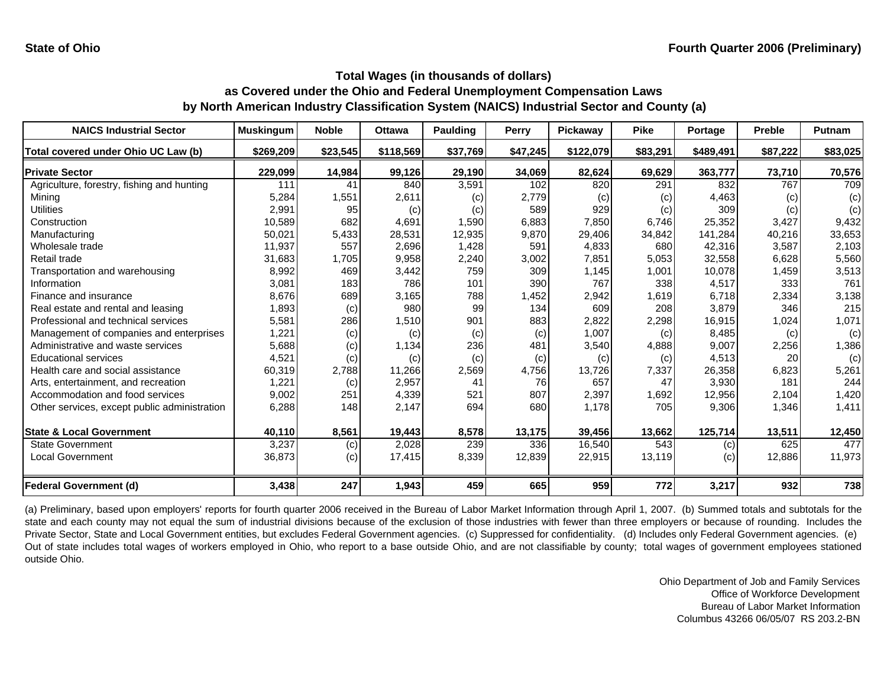**State of Ohio** **Fourth Quarter 2006 (Preliminary)**

## Total Wages (in thousands of dollars) as Covered under the Ohio and Federal Unemployment Compensation Laws by North American Industry Classification System (NAICS) Industrial Sector and County (a)

| NAICS Industrial Sector | Muskingum | Noble | Ottawa | Paulding | Perry | Pickaway | Pike | Portage | Preble | Putnam |
|---|---|---|---|---|---|---|---|---|---|---|
| **Total covered under Ohio UC Law (b)** | **$269,209** | **$23,545** | **$118,569** | **$37,769** | **$47,245** | **$122,079** | **$83,291** | **$489,491** | **$87,222** | **$83,025** |
| **Private Sector** | **229,099** | **14,984** | **99,126** | **29,190** | **34,069** | **82,624** | **69,629** | **363,777** | **73,710** | **70,576** |
| Agriculture, forestry, fishing and hunting | 111 | 41 | 840 | 3,591 | 102 | 820 | 291 | 832 | 767 | 709 |
| Mining | 5,284 | 1,551 | 2,611 | (c) | 2,779 | (c) | (c) | 4,463 | (c) | (c) |
| Utilities | 2,991 | 95 | (c) | (c) | 589 | 929 | (c) | 309 | (c) | (c) |
| Construction | 10,589 | 682 | 4,691 | 1,590 | 6,883 | 7,850 | 6,746 | 25,352 | 3,427 | 9,432 |
| Manufacturing | 50,021 | 5,433 | 28,531 | 12,935 | 9,870 | 29,406 | 34,842 | 141,284 | 40,216 | 33,653 |
| Wholesale trade | 11,937 | 557 | 2,696 | 1,428 | 591 | 4,833 | 680 | 42,316 | 3,587 | 2,103 |
| Retail trade | 31,683 | 1,705 | 9,958 | 2,240 | 3,002 | 7,851 | 5,053 | 32,558 | 6,628 | 5,560 |
| Transportation and warehousing | 8,992 | 469 | 3,442 | 759 | 309 | 1,145 | 1,001 | 10,078 | 1,459 | 3,513 |
| Information | 3,081 | 183 | 786 | 101 | 390 | 767 | 338 | 4,517 | 333 | 761 |
| Finance and insurance | 8,676 | 689 | 3,165 | 788 | 1,452 | 2,942 | 1,619 | 6,718 | 2,334 | 3,138 |
| Real estate and rental and leasing | 1,893 | (c) | 980 | 99 | 134 | 609 | 208 | 3,879 | 346 | 215 |
| Professional and technical services | 5,581 | 286 | 1,510 | 901 | 883 | 2,822 | 2,298 | 16,915 | 1,024 | 1,071 |
| Management of companies and enterprises | 1,221 | (c) | (c) | (c) | (c) | 1,007 | (c) | 8,485 | (c) | (c) |
| Administrative and waste services | 5,688 | (c) | 1,134 | 236 | 481 | 3,540 | 4,888 | 9,007 | 2,256 | 1,386 |
| Educational services | 4,521 | (c) | (c) | (c) | (c) | (c) | (c) | 4,513 | 20 | (c) |
| Health care and social assistance | 60,319 | 2,788 | 11,266 | 2,569 | 4,756 | 13,726 | 7,337 | 26,358 | 6,823 | 5,261 |
| Arts, entertainment, and recreation | 1,221 | (c) | 2,957 | 41 | 76 | 657 | 47 | 3,930 | 181 | 244 |
| Accommodation and food services | 9,002 | 251 | 4,339 | 521 | 807 | 2,397 | 1,692 | 12,956 | 2,104 | 1,420 |
| Other services, except public administration | 6,288 | 148 | 2,147 | 694 | 680 | 1,178 | 705 | 9,306 | 1,346 | 1,411 |
| **State & Local Government** | **40,110** | **8,561** | **19,443** | **8,578** | **13,175** | **39,456** | **13,662** | **125,714** | **13,511** | **12,450** |
| State Government | 3,237 | (c) | 2,028 | 239 | 336 | 16,540 | 543 | (c) | 625 | 477 |
| Local Government | 36,873 | (c) | 17,415 | 8,339 | 12,839 | 22,915 | 13,119 | (c) | 12,886 | 11,973 |
| **Federal Government (d)** | **3,438** | **247** | **1,943** | **459** | **665** | **959** | **772** | **3,217** | **932** | **738** |

(a) Preliminary, based upon employers' reports for fourth quarter 2006 received in the Bureau of Labor Market Information through April 1, 2007. (b) Summed totals and subtotals for the state and each county may not equal the sum of industrial divisions because of the exclusion of those industries with fewer than three employers or because of rounding. Includes the Private Sector, State and Local Government entities, but excludes Federal Government agencies. (c) Suppressed for confidentiality. (d) Includes only Federal Government agencies. (e) Out of state includes total wages of workers employed in Ohio, who report to a base outside Ohio, and are not classifiable by county; total wages of government employees stationed outside Ohio.

Ohio Department of Job and Family Services
Office of Workforce Development
Bureau of Labor Market Information
Columbus 43266 06/05/07 RS 203.2-BN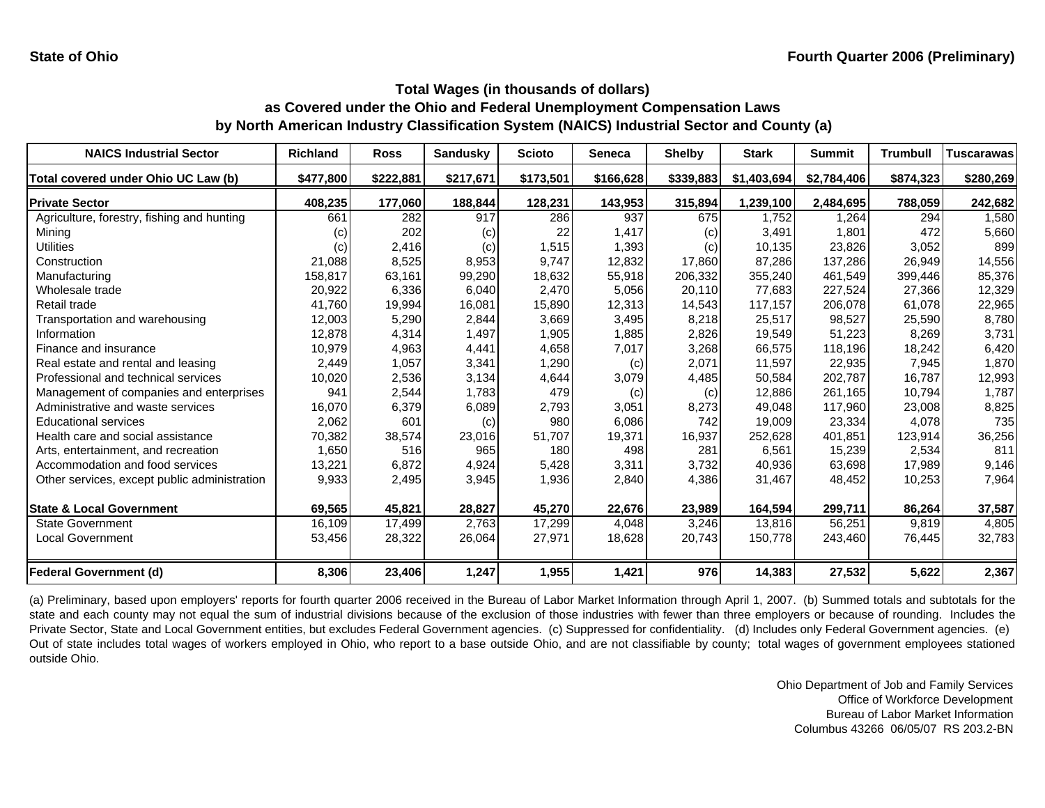**State of Ohio** **Fourth Quarter 2006 (Preliminary)**

## Total Wages (in thousands of dollars)
## as Covered under the Ohio and Federal Unemployment Compensation Laws
## by North American Industry Classification System (NAICS) Industrial Sector and County (a)

| NAICS Industrial Sector | Richland | Ross | Sandusky | Scioto | Seneca | Shelby | Stark | Summit | Trumbull | Tuscarawas |
|---|---|---|---|---|---|---|---|---|---|---|
| **Total covered under Ohio UC Law (b)** | **$477,800** | **$222,881** | **$217,671** | **$173,501** | **$166,628** | **$339,883** | **$1,403,694** | **$2,784,406** | **$874,323** | **$280,269** |
| **Private Sector** | **408,235** | **177,060** | **188,844** | **128,231** | **143,953** | **315,894** | **1,239,100** | **2,484,695** | **788,059** | **242,682** |
| Agriculture, forestry, fishing and hunting | 661 | 282 | 917 | 286 | 937 | 675 | 1,752 | 1,264 | 294 | 1,580 |
| Mining | (c) | 202 | (c) | 22 | 1,417 | (c) | 3,491 | 1,801 | 472 | 5,660 |
| Utilities | (c) | 2,416 | (c) | 1,515 | 1,393 | (c) | 10,135 | 23,826 | 3,052 | 899 |
| Construction | 21,088 | 8,525 | 8,953 | 9,747 | 12,832 | 17,860 | 87,286 | 137,286 | 26,949 | 14,556 |
| Manufacturing | 158,817 | 63,161 | 99,290 | 18,632 | 55,918 | 206,332 | 355,240 | 461,549 | 399,446 | 85,376 |
| Wholesale trade | 20,922 | 6,336 | 6,040 | 2,470 | 5,056 | 20,110 | 77,683 | 227,524 | 27,366 | 12,329 |
| Retail trade | 41,760 | 19,994 | 16,081 | 15,890 | 12,313 | 14,543 | 117,157 | 206,078 | 61,078 | 22,965 |
| Transportation and warehousing | 12,003 | 5,290 | 2,844 | 3,669 | 3,495 | 8,218 | 25,517 | 98,527 | 25,590 | 8,780 |
| Information | 12,878 | 4,314 | 1,497 | 1,905 | 1,885 | 2,826 | 19,549 | 51,223 | 8,269 | 3,731 |
| Finance and insurance | 10,979 | 4,963 | 4,441 | 4,658 | 7,017 | 3,268 | 66,575 | 118,196 | 18,242 | 6,420 |
| Real estate and rental and leasing | 2,449 | 1,057 | 3,341 | 1,290 | (c) | 2,071 | 11,597 | 22,935 | 7,945 | 1,870 |
| Professional and technical services | 10,020 | 2,536 | 3,134 | 4,644 | 3,079 | 4,485 | 50,584 | 202,787 | 16,787 | 12,993 |
| Management of companies and enterprises | 941 | 2,544 | 1,783 | 479 | (c) | (c) | 12,886 | 261,165 | 10,794 | 1,787 |
| Administrative and waste services | 16,070 | 6,379 | 6,089 | 2,793 | 3,051 | 8,273 | 49,048 | 117,960 | 23,008 | 8,825 |
| Educational services | 2,062 | 601 | (c) | 980 | 6,086 | 742 | 19,009 | 23,334 | 4,078 | 735 |
| Health care and social assistance | 70,382 | 38,574 | 23,016 | 51,707 | 19,371 | 16,937 | 252,628 | 401,851 | 123,914 | 36,256 |
| Arts, entertainment, and recreation | 1,650 | 516 | 965 | 180 | 498 | 281 | 6,561 | 15,239 | 2,534 | 811 |
| Accommodation and food services | 13,221 | 6,872 | 4,924 | 5,428 | 3,311 | 3,732 | 40,936 | 63,698 | 17,989 | 9,146 |
| Other services, except public administration | 9,933 | 2,495 | 3,945 | 1,936 | 2,840 | 4,386 | 31,467 | 48,452 | 10,253 | 7,964 |
| **State & Local Government** | **69,565** | **45,821** | **28,827** | **45,270** | **22,676** | **23,989** | **164,594** | **299,711** | **86,264** | **37,587** |
| State Government | 16,109 | 17,499 | 2,763 | 17,299 | 4,048 | 3,246 | 13,816 | 56,251 | 9,819 | 4,805 |
| Local Government | 53,456 | 28,322 | 26,064 | 27,971 | 18,628 | 20,743 | 150,778 | 243,460 | 76,445 | 32,783 |
| **Federal Government (d)** | **8,306** | **23,406** | **1,247** | **1,955** | **1,421** | **976** | **14,383** | **27,532** | **5,622** | **2,367** |

(a) Preliminary, based upon employers' reports for fourth quarter 2006 received in the Bureau of Labor Market Information through April 1, 2007. (b) Summed totals and subtotals for the state and each county may not equal the sum of industrial divisions because of the exclusion of those industries with fewer than three employers or because of rounding. Includes the Private Sector, State and Local Government entities, but excludes Federal Government agencies. (c) Suppressed for confidentiality. (d) Includes only Federal Government agencies. (e) Out of state includes total wages of workers employed in Ohio, who report to a base outside Ohio, and are not classifiable by county; total wages of government employees stationed outside Ohio.

Ohio Department of Job and Family Services
Office of Workforce Development
Bureau of Labor Market Information
Columbus 43266 06/05/07 RS 203.2-BN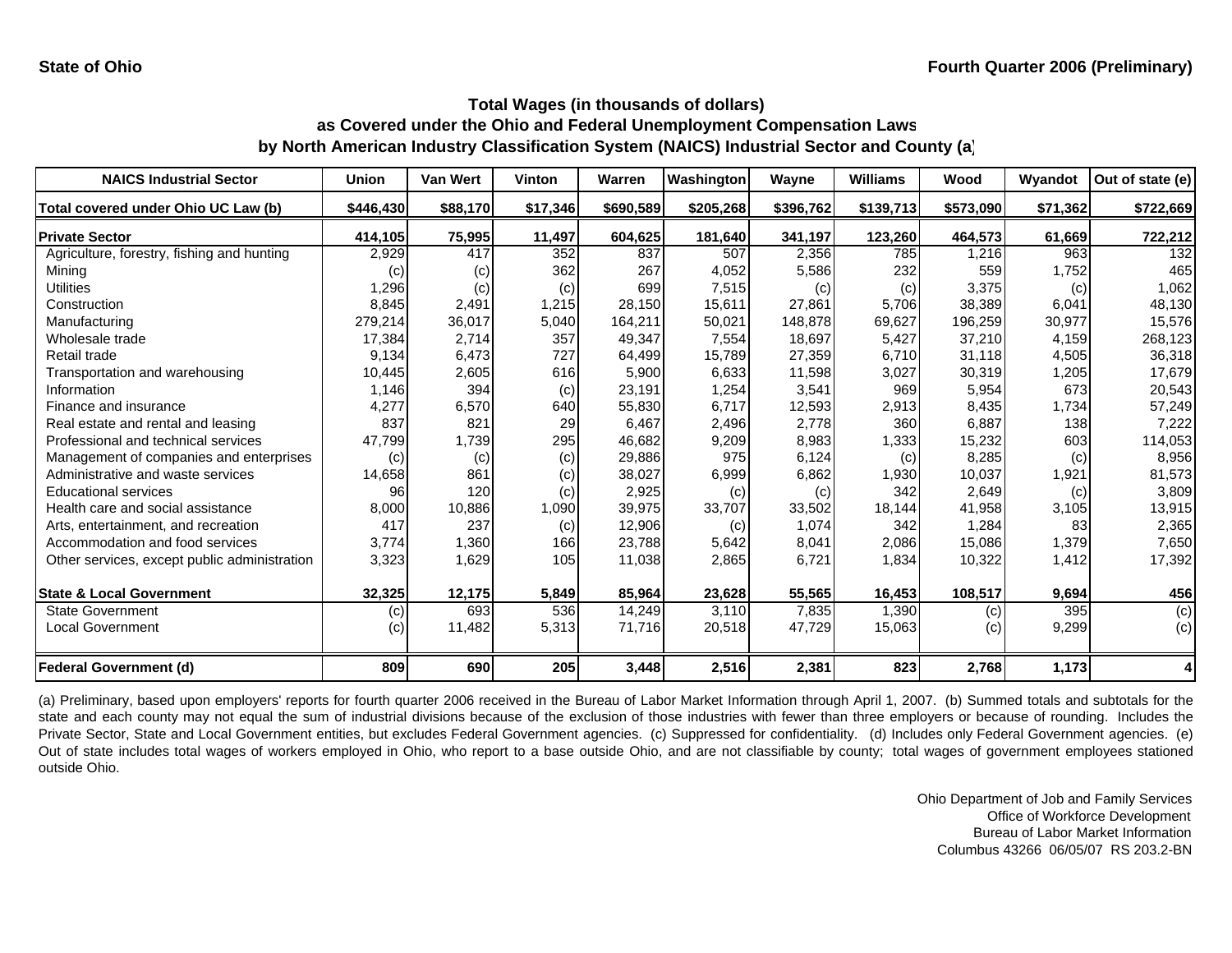**State of Ohio** **Fourth Quarter 2006 (Preliminary)**

## Total Wages (in thousands of dollars)
## as Covered under the Ohio and Federal Unemployment Compensation Laws
## by North American Industry Classification System (NAICS) Industrial Sector and County (a)

| NAICS Industrial Sector | Union | Van Wert | Vinton | Warren | Washington | Wayne | Williams | Wood | Wyandot | Out of state (e) |
|---|---|---|---|---|---|---|---|---|---|---|
| **Total covered under Ohio UC Law (b)** | **$446,430** | **$88,170** | **$17,346** | **$690,589** | **$205,268** | **$396,762** | **$139,713** | **$573,090** | **$71,362** | **$722,669** |
| **Private Sector** | **414,105** | **75,995** | **11,497** | **604,625** | **181,640** | **341,197** | **123,260** | **464,573** | **61,669** | **722,212** |
| Agriculture, forestry, fishing and hunting | 2,929 | 417 | 352 | 837 | 507 | 2,356 | 785 | 1,216 | 963 | 132 |
| Mining | (c) | (c) | 362 | 267 | 4,052 | 5,586 | 232 | 559 | 1,752 | 465 |
| Utilities | 1,296 | (c) | (c) | 699 | 7,515 | (c) | (c) | 3,375 | (c) | 1,062 |
| Construction | 8,845 | 2,491 | 1,215 | 28,150 | 15,611 | 27,861 | 5,706 | 38,389 | 6,041 | 48,130 |
| Manufacturing | 279,214 | 36,017 | 5,040 | 164,211 | 50,021 | 148,878 | 69,627 | 196,259 | 30,977 | 15,576 |
| Wholesale trade | 17,384 | 2,714 | 357 | 49,347 | 7,554 | 18,697 | 5,427 | 37,210 | 4,159 | 268,123 |
| Retail trade | 9,134 | 6,473 | 727 | 64,499 | 15,789 | 27,359 | 6,710 | 31,118 | 4,505 | 36,318 |
| Transportation and warehousing | 10,445 | 2,605 | 616 | 5,900 | 6,633 | 11,598 | 3,027 | 30,319 | 1,205 | 17,679 |
| Information | 1,146 | 394 | (c) | 23,191 | 1,254 | 3,541 | 969 | 5,954 | 673 | 20,543 |
| Finance and insurance | 4,277 | 6,570 | 640 | 55,830 | 6,717 | 12,593 | 2,913 | 8,435 | 1,734 | 57,249 |
| Real estate and rental and leasing | 837 | 821 | 29 | 6,467 | 2,496 | 2,778 | 360 | 6,887 | 138 | 7,222 |
| Professional and technical services | 47,799 | 1,739 | 295 | 46,682 | 9,209 | 8,983 | 1,333 | 15,232 | 603 | 114,053 |
| Management of companies and enterprises | (c) | (c) | (c) | 29,886 | 975 | 6,124 | (c) | 8,285 | (c) | 8,956 |
| Administrative and waste services | 14,658 | 861 | (c) | 38,027 | 6,999 | 6,862 | 1,930 | 10,037 | 1,921 | 81,573 |
| Educational services | 96 | 120 | (c) | 2,925 | (c) | (c) | 342 | 2,649 | (c) | 3,809 |
| Health care and social assistance | 8,000 | 10,886 | 1,090 | 39,975 | 33,707 | 33,502 | 18,144 | 41,958 | 3,105 | 13,915 |
| Arts, entertainment, and recreation | 417 | 237 | (c) | 12,906 | (c) | 1,074 | 342 | 1,284 | 83 | 2,365 |
| Accommodation and food services | 3,774 | 1,360 | 166 | 23,788 | 5,642 | 8,041 | 2,086 | 15,086 | 1,379 | 7,650 |
| Other services, except public administration | 3,323 | 1,629 | 105 | 11,038 | 2,865 | 6,721 | 1,834 | 10,322 | 1,412 | 17,392 |
| **State & Local Government** | **32,325** | **12,175** | **5,849** | **85,964** | **23,628** | **55,565** | **16,453** | **108,517** | **9,694** | **456** |
| State Government | (c) | 693 | 536 | 14,249 | 3,110 | 7,835 | 1,390 | (c) | 395 | (c) |
| Local Government | (c) | 11,482 | 5,313 | 71,716 | 20,518 | 47,729 | 15,063 | (c) | 9,299 | (c) |
| **Federal Government (d)** | **809** | **690** | **205** | **3,448** | **2,516** | **2,381** | **823** | **2,768** | **1,173** | **4** |

(a) Preliminary, based upon employers' reports for fourth quarter 2006 received in the Bureau of Labor Market Information through April 1, 2007. (b) Summed totals and subtotals for the state and each county may not equal the sum of industrial divisions because of the exclusion of those industries with fewer than three employers or because of rounding. Includes the Private Sector, State and Local Government entities, but excludes Federal Government agencies. (c) Suppressed for confidentiality. (d) Includes only Federal Government agencies. (e) Out of state includes total wages of workers employed in Ohio, who report to a base outside Ohio, and are not classifiable by county; total wages of government employees stationed outside Ohio.

Ohio Department of Job and Family Services
Office of Workforce Development
Bureau of Labor Market Information
Columbus 43266 06/05/07 RS 203.2-BN